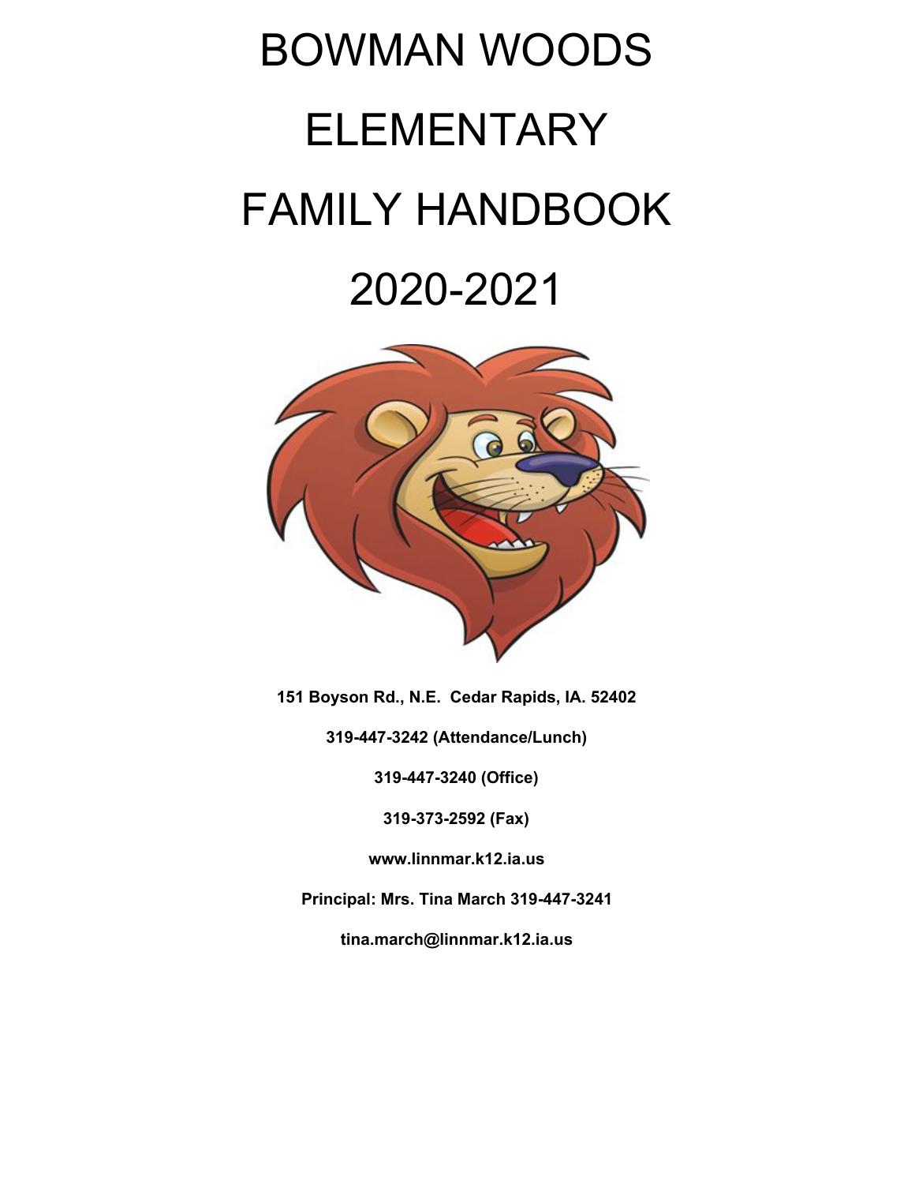# BOWMAN WOODS ELEMENTARY FAMILY HANDBOOK 2020-2021

**151 Boyson Rd., N.E. Cedar Rapids, IA. 52402**

**319-447-3242 (Attendance/Lunch)**

**319-447-3240 (Office)**

**319-373-2592 (Fax)**

**www.linnmar.k12.ia.us**

**Principal: Mrs. Tina March 319-447-3241**

**tina.march@linnmar.k12.ia.us**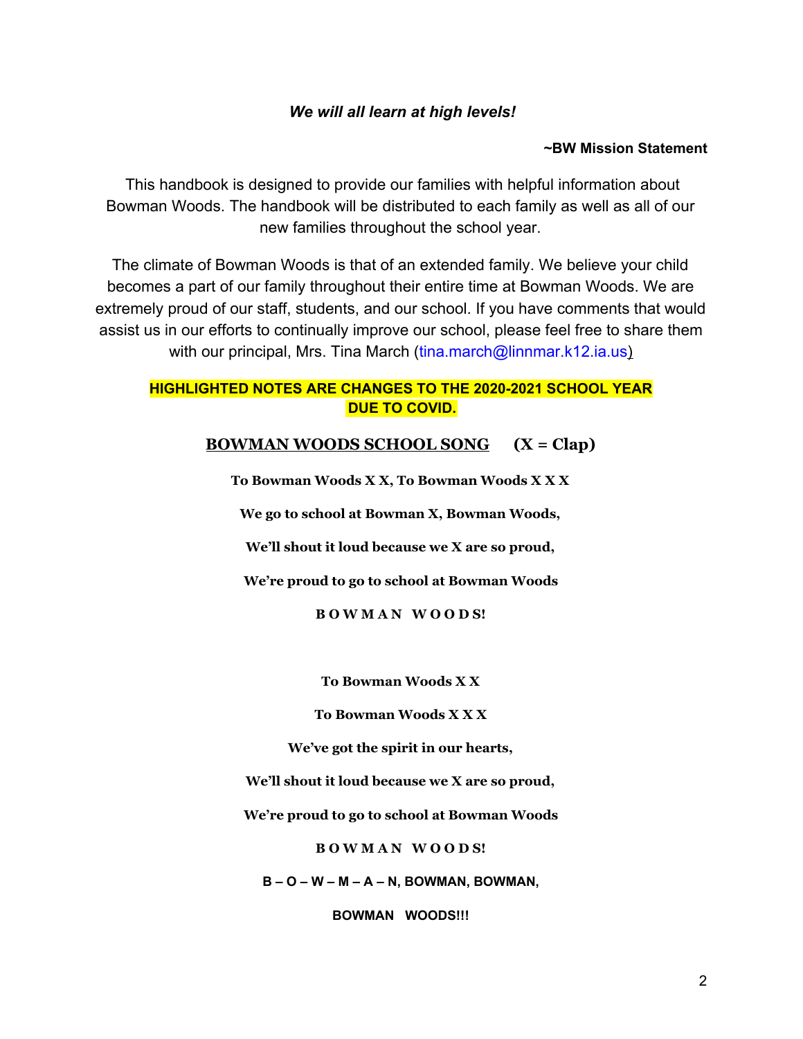***We will all learn at high levels!***

**~BW Mission Statement**

This handbook is designed to provide our families with helpful information about Bowman Woods. The handbook will be distributed to each family as well as all of our new families throughout the school year.

The climate of Bowman Woods is that of an extended family. We believe your child becomes a part of our family throughout their entire time at Bowman Woods. We are extremely proud of our staff, students, and our school. If you have comments that would assist us in our efforts to continually improve our school, please feel free to share them with our principal, Mrs. Tina March (tina.march@linnmar.k12.ia.us)

**HIGHLIGHTED NOTES ARE CHANGES TO THE 2020-2021 SCHOOL YEAR DUE TO COVID.**

## BOWMAN WOODS SCHOOL SONG (X = Clap)

**To Bowman Woods X X, To Bowman Woods X X X**

**We go to school at Bowman X, Bowman Woods,**

**We'll shout it loud because we X are so proud,**

**We're proud to go to school at Bowman Woods**

**B O W M A N W O O D S!**

**To Bowman Woods X X**

**To Bowman Woods X X X**

**We've got the spirit in our hearts,**

**We'll shout it loud because we X are so proud,**

**We're proud to go to school at Bowman Woods**

**B O W M A N W O O D S!**

**B – O – W – M – A – N, BOWMAN, BOWMAN,**

**BOWMAN WOODS!!!**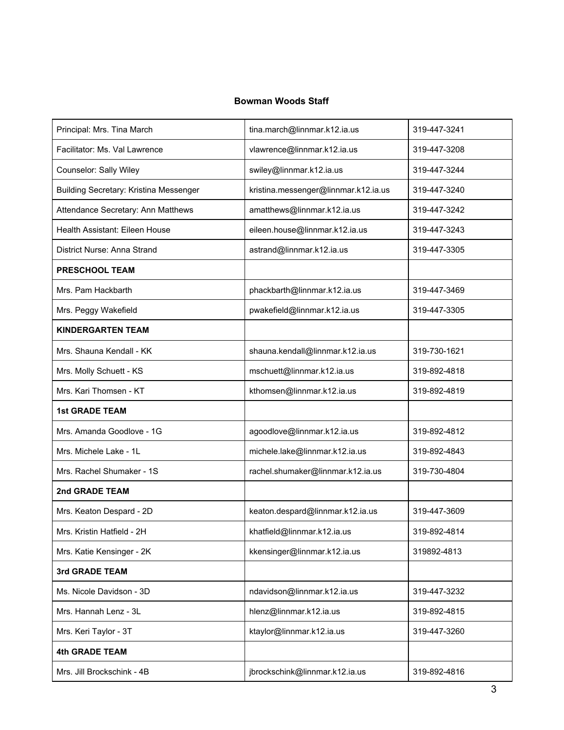### Bowman Woods Staff

| | | |
|---|---|---|
| Principal: Mrs. Tina March | tina.march@linnmar.k12.ia.us | 319-447-3241 |
| Facilitator: Ms. Val Lawrence | vlawrence@linnmar.k12.ia.us | 319-447-3208 |
| Counselor: Sally Wiley | swiley@linnmar.k12.ia.us | 319-447-3244 |
| Building Secretary: Kristina Messenger | kristina.messenger@linnmar.k12.ia.us | 319-447-3240 |
| Attendance Secretary: Ann Matthews | amatthews@linnmar.k12.ia.us | 319-447-3242 |
| Health Assistant: Eileen House | eileen.house@linnmar.k12.ia.us | 319-447-3243 |
| District Nurse: Anna Strand | astrand@linnmar.k12.ia.us | 319-447-3305 |
| **PRESCHOOL TEAM** | | |
| Mrs. Pam Hackbarth | phackbarth@linnmar.k12.ia.us | 319-447-3469 |
| Mrs. Peggy Wakefield | pwakefield@linnmar.k12.ia.us | 319-447-3305 |
| **KINDERGARTEN TEAM** | | |
| Mrs. Shauna Kendall - KK | shauna.kendall@linnmar.k12.ia.us | 319-730-1621 |
| Mrs. Molly Schuett - KS | mschuett@linnmar.k12.ia.us | 319-892-4818 |
| Mrs. Kari Thomsen - KT | kthomsen@linnmar.k12.ia.us | 319-892-4819 |
| **1st GRADE TEAM** | | |
| Mrs. Amanda Goodlove - 1G | agoodlove@linnmar.k12.ia.us | 319-892-4812 |
| Mrs. Michele Lake - 1L | michele.lake@linnmar.k12.ia.us | 319-892-4843 |
| Mrs. Rachel Shumaker - 1S | rachel.shumaker@linnmar.k12.ia.us | 319-730-4804 |
| **2nd GRADE TEAM** | | |
| Mrs. Keaton Despard - 2D | keaton.despard@linnmar.k12.ia.us | 319-447-3609 |
| Mrs. Kristin Hatfield - 2H | khatfield@linnmar.k12.ia.us | 319-892-4814 |
| Mrs. Katie Kensinger - 2K | kkensinger@linnmar.k12.ia.us | 319892-4813 |
| **3rd GRADE TEAM** | | |
| Ms. Nicole Davidson - 3D | ndavidson@linnmar.k12.ia.us | 319-447-3232 |
| Mrs. Hannah Lenz - 3L | hlenz@linnmar.k12.ia.us | 319-892-4815 |
| Mrs. Keri Taylor - 3T | ktaylor@linnmar.k12.ia.us | 319-447-3260 |
| **4th GRADE TEAM** | | |
| Mrs. Jill Brockschink - 4B | jbrockschink@linnmar.k12.ia.us | 319-892-4816 |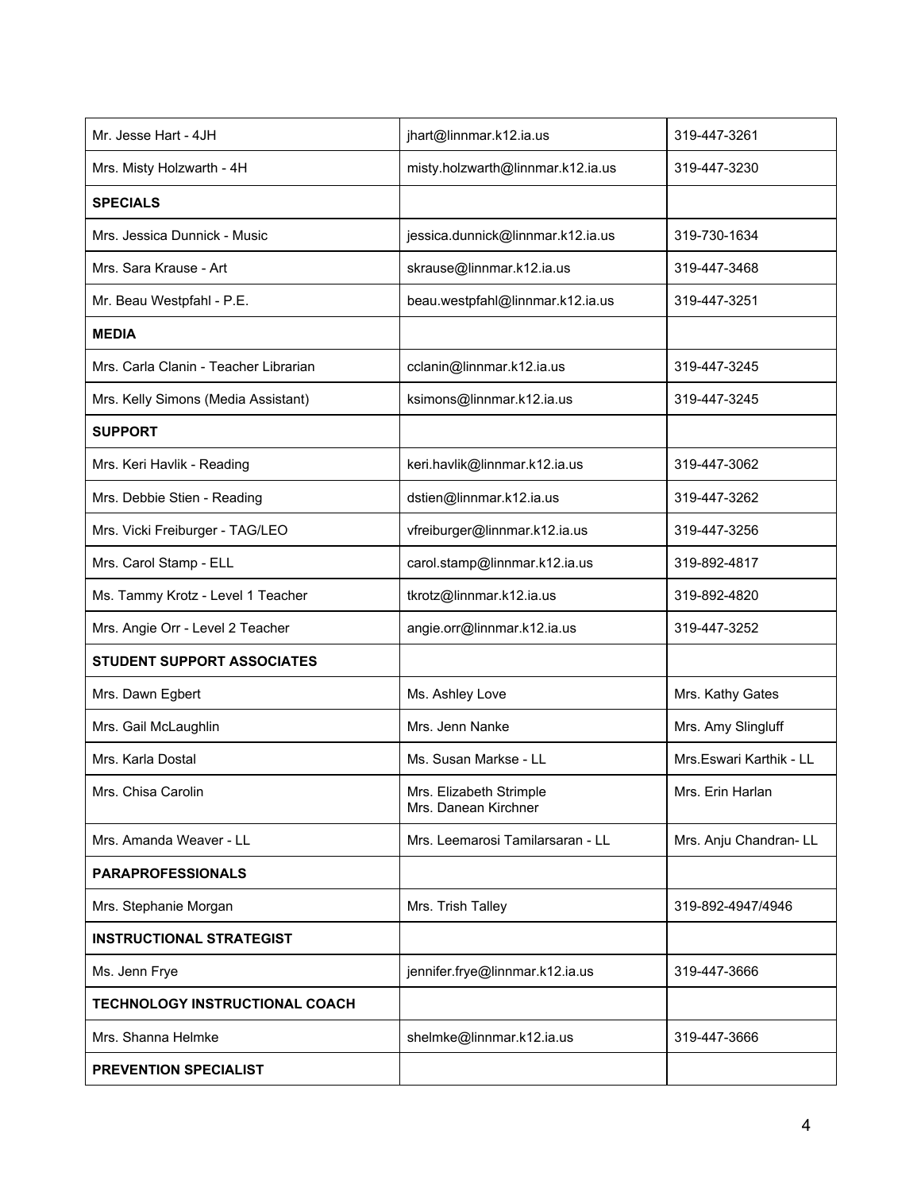| Mr. Jesse Hart - 4JH | jhart@linnmar.k12.ia.us | 319-447-3261 |
|---|---|---|
| Mrs. Misty Holzwarth - 4H | misty.holzwarth@linnmar.k12.ia.us | 319-447-3230 |
| **SPECIALS** | | |
| Mrs. Jessica Dunnick - Music | jessica.dunnick@linnmar.k12.ia.us | 319-730-1634 |
| Mrs. Sara Krause - Art | skrause@linnmar.k12.ia.us | 319-447-3468 |
| Mr. Beau Westpfahl - P.E. | beau.westpfahl@linnmar.k12.ia.us | 319-447-3251 |
| **MEDIA** | | |
| Mrs. Carla Clanin - Teacher Librarian | cclanin@linnmar.k12.ia.us | 319-447-3245 |
| Mrs. Kelly Simons (Media Assistant) | ksimons@linnmar.k12.ia.us | 319-447-3245 |
| **SUPPORT** | | |
| Mrs. Keri Havlik - Reading | keri.havlik@linnmar.k12.ia.us | 319-447-3062 |
| Mrs. Debbie Stien - Reading | dstien@linnmar.k12.ia.us | 319-447-3262 |
| Mrs. Vicki Freiburger - TAG/LEO | vfreiburger@linnmar.k12.ia.us | 319-447-3256 |
| Mrs. Carol Stamp - ELL | carol.stamp@linnmar.k12.ia.us | 319-892-4817 |
| Ms. Tammy Krotz - Level 1 Teacher | tkrotz@linnmar.k12.ia.us | 319-892-4820 |
| Mrs. Angie Orr - Level 2 Teacher | angie.orr@linnmar.k12.ia.us | 319-447-3252 |
| **STUDENT SUPPORT ASSOCIATES** | | |
| Mrs. Dawn Egbert | Ms. Ashley Love | Mrs. Kathy Gates |
| Mrs. Gail McLaughlin | Mrs. Jenn Nanke | Mrs. Amy Slingluff |
| Mrs. Karla Dostal | Ms. Susan Markse - LL | Mrs.Eswari Karthik - LL |
| Mrs. Chisa Carolin | Mrs. Elizabeth Strimple<br>Mrs. Danean Kirchner | Mrs. Erin Harlan |
| Mrs. Amanda Weaver - LL | Mrs. Leemarosi Tamilarsaran - LL | Mrs. Anju Chandran- LL |
| **PARAPROFESSIONALS** | | |
| Mrs. Stephanie Morgan | Mrs. Trish Talley | 319-892-4947/4946 |
| **INSTRUCTIONAL STRATEGIST** | | |
| Ms. Jenn Frye | jennifer.frye@linnmar.k12.ia.us | 319-447-3666 |
| **TECHNOLOGY INSTRUCTIONAL COACH** | | |
| Mrs. Shanna Helmke | shelmke@linnmar.k12.ia.us | 319-447-3666 |
| **PREVENTION SPECIALIST** | | |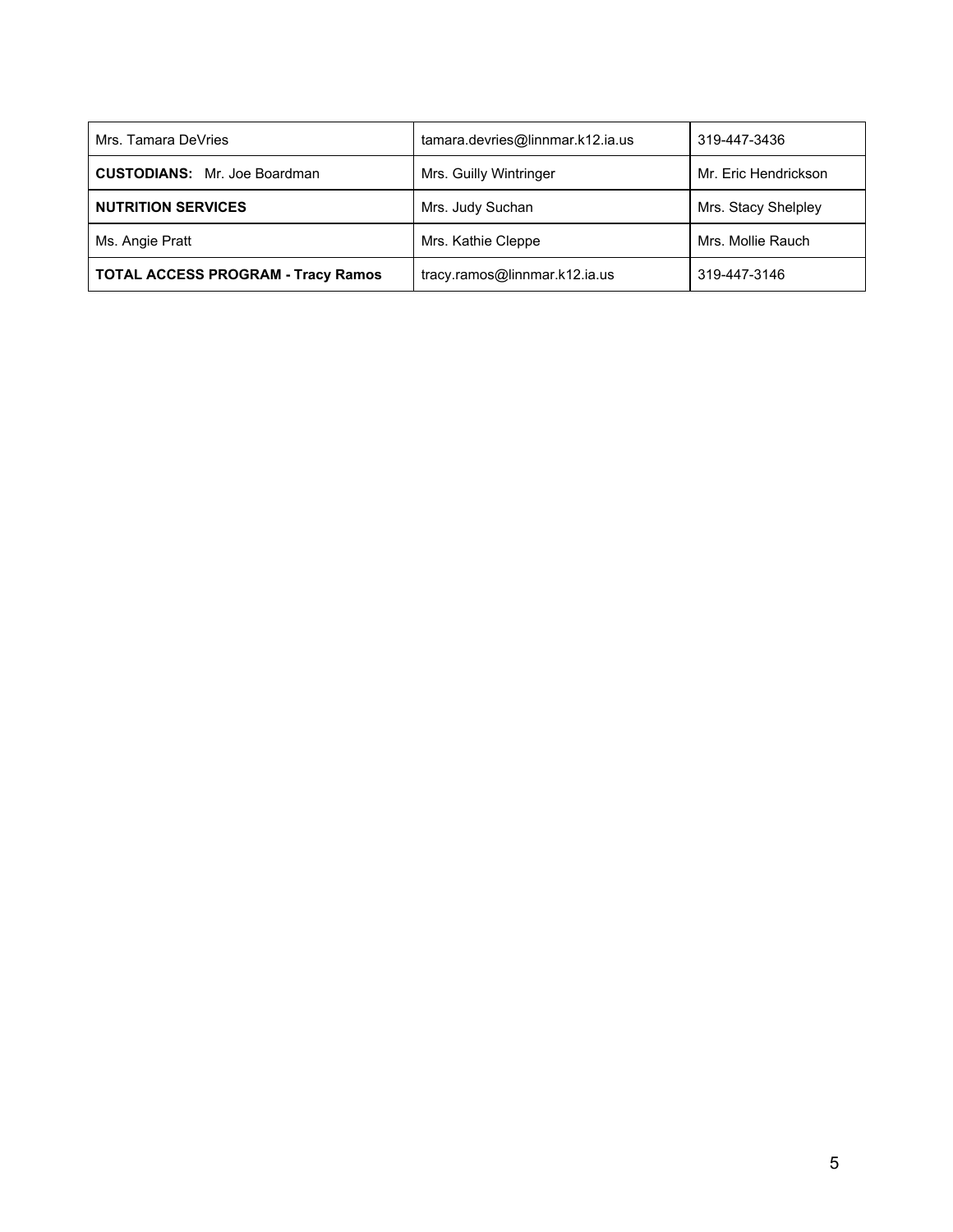| | | |
|---|---|---|
| Mrs. Tamara DeVries | tamara.devries@linnmar.k12.ia.us | 319-447-3436 |
| **CUSTODIANS:** Mr. Joe Boardman | Mrs. Guilly Wintringer | Mr. Eric Hendrickson |
| **NUTRITION SERVICES** | Mrs. Judy Suchan | Mrs. Stacy Shelpley |
| Ms. Angie Pratt | Mrs. Kathie Cleppe | Mrs. Mollie Rauch |
| **TOTAL ACCESS PROGRAM - Tracy Ramos** | tracy.ramos@linnmar.k12.ia.us | 319-447-3146 |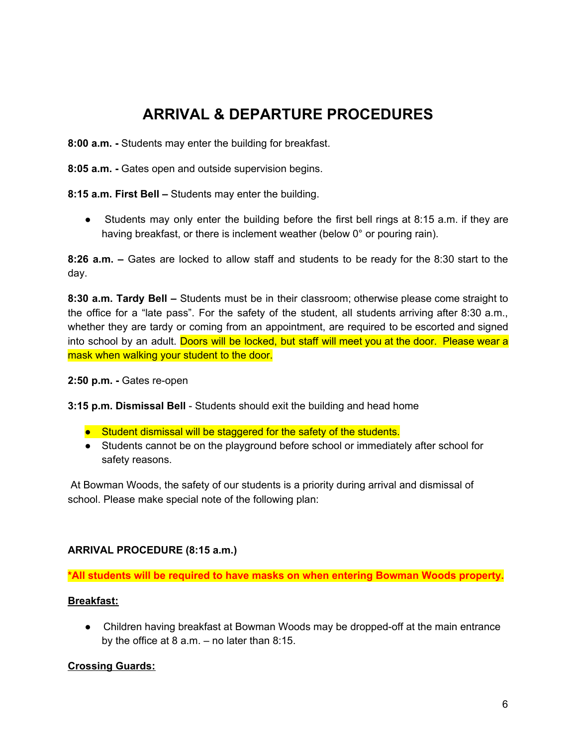# ARRIVAL & DEPARTURE PROCEDURES

**8:00 a.m. -** Students may enter the building for breakfast.

**8:05 a.m. -** Gates open and outside supervision begins.

**8:15 a.m. First Bell –** Students may enter the building.

- Students may only enter the building before the first bell rings at 8:15 a.m. if they are having breakfast, or there is inclement weather (below 0° or pouring rain).

**8:26 a.m. –** Gates are locked to allow staff and students to be ready for the 8:30 start to the day.

**8:30 a.m. Tardy Bell –** Students must be in their classroom; otherwise please come straight to the office for a "late pass". For the safety of the student, all students arriving after 8:30 a.m., whether they are tardy or coming from an appointment, are required to be escorted and signed into school by an adult. Doors will be locked, but staff will meet you at the door. Please wear a mask when walking your student to the door.

**2:50 p.m. -** Gates re-open

**3:15 p.m. Dismissal Bell** - Students should exit the building and head home

- Student dismissal will be staggered for the safety of the students.
- Students cannot be on the playground before school or immediately after school for safety reasons.

At Bowman Woods, the safety of our students is a priority during arrival and dismissal of school. Please make special note of the following plan:

**ARRIVAL PROCEDURE (8:15 a.m.)**

***All students will be required to have masks on when entering Bowman Woods property.**

**Breakfast:**

- Children having breakfast at Bowman Woods may be dropped-off at the main entrance by the office at 8 a.m. – no later than 8:15.

**Crossing Guards:**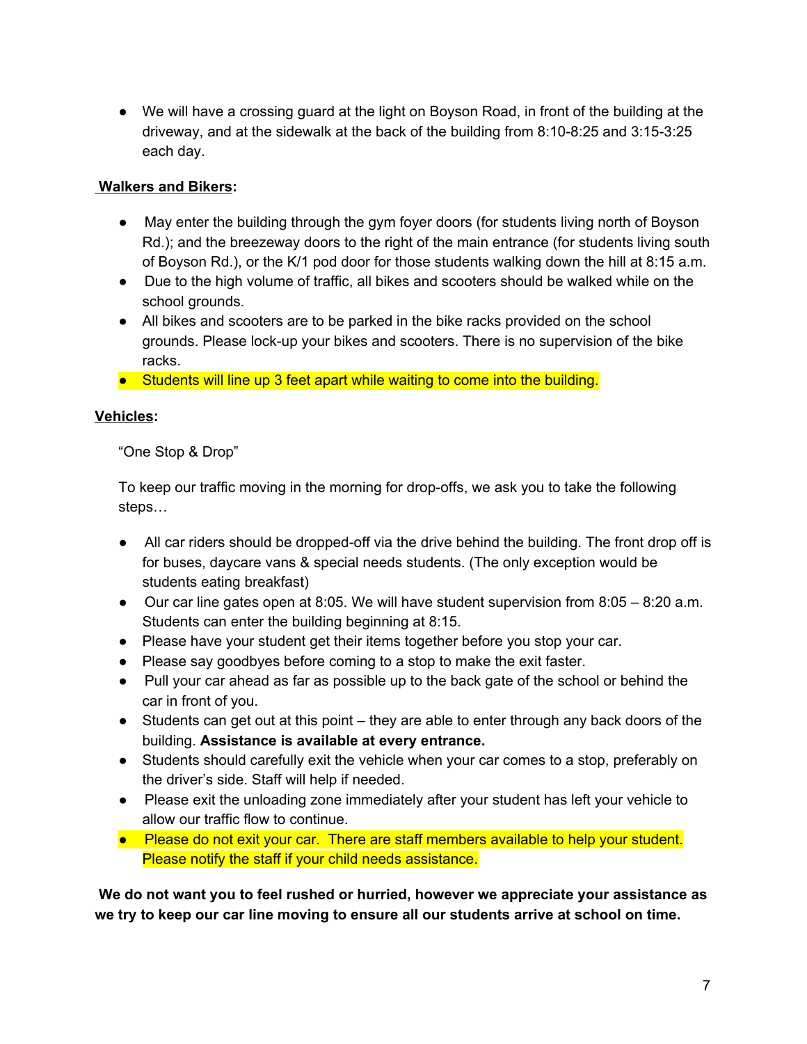- We will have a crossing guard at the light on Boyson Road, in front of the building at the driveway, and at the sidewalk at the back of the building from 8:10-8:25 and 3:15-3:25 each day.

**Walkers and Bikers:**

- May enter the building through the gym foyer doors (for students living north of Boyson Rd.); and the breezeway doors to the right of the main entrance (for students living south of Boyson Rd.), or the K/1 pod door for those students walking down the hill at 8:15 a.m.
- Due to the high volume of traffic, all bikes and scooters should be walked while on the school grounds.
- All bikes and scooters are to be parked in the bike racks provided on the school grounds. Please lock-up your bikes and scooters. There is no supervision of the bike racks.
- Students will line up 3 feet apart while waiting to come into the building.

**Vehicles:**

"One Stop & Drop"

To keep our traffic moving in the morning for drop-offs, we ask you to take the following steps…

- All car riders should be dropped-off via the drive behind the building. The front drop off is for buses, daycare vans & special needs students. (The only exception would be students eating breakfast)
- Our car line gates open at 8:05. We will have student supervision from 8:05 – 8:20 a.m. Students can enter the building beginning at 8:15.
- Please have your student get their items together before you stop your car.
- Please say goodbyes before coming to a stop to make the exit faster.
- Pull your car ahead as far as possible up to the back gate of the school or behind the car in front of you.
- Students can get out at this point – they are able to enter through any back doors of the building. **Assistance is available at every entrance.**
- Students should carefully exit the vehicle when your car comes to a stop, preferably on the driver's side. Staff will help if needed.
- Please exit the unloading zone immediately after your student has left your vehicle to allow our traffic flow to continue.
- Please do not exit your car. There are staff members available to help your student. Please notify the staff if your child needs assistance.

**We do not want you to feel rushed or hurried, however we appreciate your assistance as we try to keep our car line moving to ensure all our students arrive at school on time.**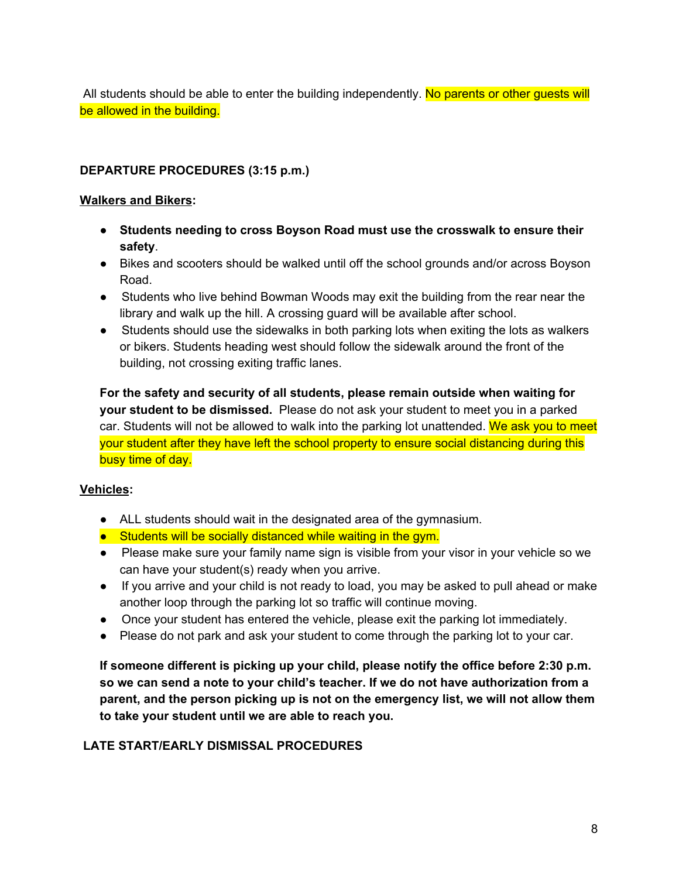All students should be able to enter the building independently. No parents or other guests will be allowed in the building.

**DEPARTURE PROCEDURES (3:15 p.m.)**

**Walkers and Bikers:**

- **Students needing to cross Boyson Road must use the crosswalk to ensure their safety**.
- Bikes and scooters should be walked until off the school grounds and/or across Boyson Road.
- Students who live behind Bowman Woods may exit the building from the rear near the library and walk up the hill. A crossing guard will be available after school.
- Students should use the sidewalks in both parking lots when exiting the lots as walkers or bikers. Students heading west should follow the sidewalk around the front of the building, not crossing exiting traffic lanes.

**For the safety and security of all students, please remain outside when waiting for your student to be dismissed.** Please do not ask your student to meet you in a parked car. Students will not be allowed to walk into the parking lot unattended. We ask you to meet your student after they have left the school property to ensure social distancing during this busy time of day.

**Vehicles:**

- ALL students should wait in the designated area of the gymnasium.
- Students will be socially distanced while waiting in the gym.
- Please make sure your family name sign is visible from your visor in your vehicle so we can have your student(s) ready when you arrive.
- If you arrive and your child is not ready to load, you may be asked to pull ahead or make another loop through the parking lot so traffic will continue moving.
- Once your student has entered the vehicle, please exit the parking lot immediately.
- Please do not park and ask your student to come through the parking lot to your car.

**If someone different is picking up your child, please notify the office before 2:30 p.m. so we can send a note to your child's teacher. If we do not have authorization from a parent, and the person picking up is not on the emergency list, we will not allow them to take your student until we are able to reach you.**

**LATE START/EARLY DISMISSAL PROCEDURES**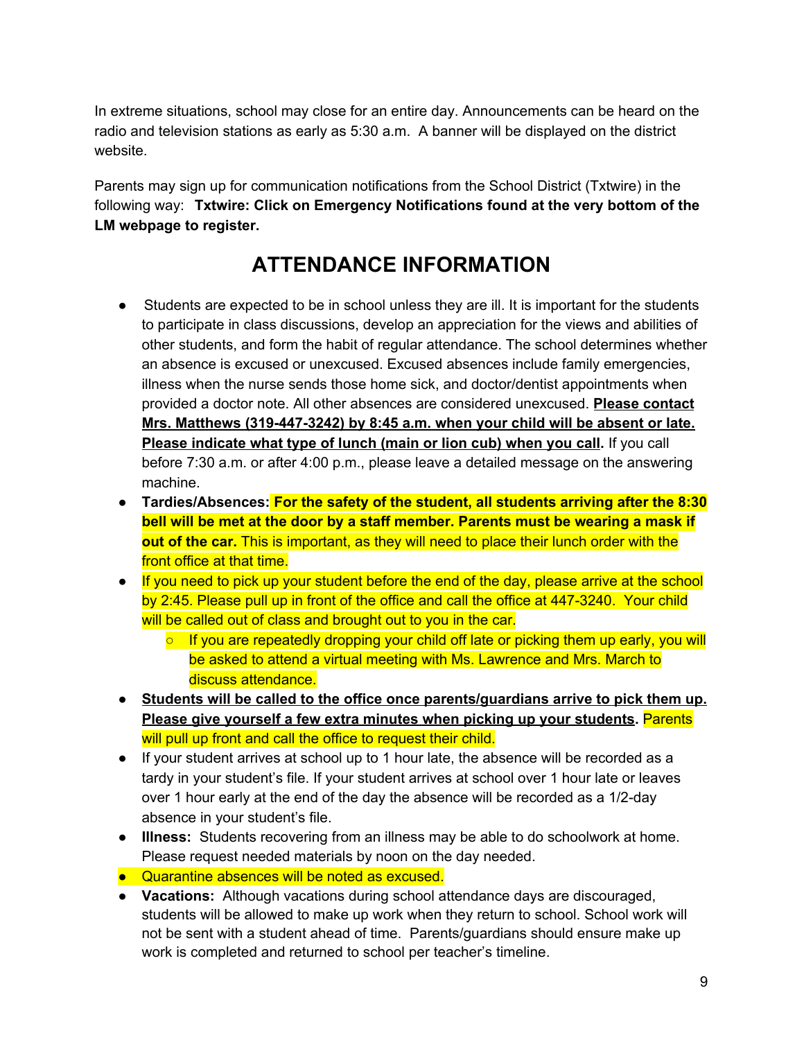In extreme situations, school may close for an entire day. Announcements can be heard on the radio and television stations as early as 5:30 a.m. A banner will be displayed on the district website.

Parents may sign up for communication notifications from the School District (Txtwire) in the following way: **Txtwire: Click on Emergency Notifications found at the very bottom of the LM webpage to register.**

# ATTENDANCE INFORMATION

- Students are expected to be in school unless they are ill. It is important for the students to participate in class discussions, develop an appreciation for the views and abilities of other students, and form the habit of regular attendance. The school determines whether an absence is excused or unexcused. Excused absences include family emergencies, illness when the nurse sends those home sick, and doctor/dentist appointments when provided a doctor note. All other absences are considered unexcused. **<u>Please contact Mrs. Matthews (319-447-3242) by 8:45 a.m. when your child will be absent or late. Please indicate what type of lunch (main or lion cub) when you call</u>.** If you call before 7:30 a.m. or after 4:00 p.m., please leave a detailed message on the answering machine.
- **Tardies/Absences: For the safety of the student, all students arriving after the 8:30 bell will be met at the door by a staff member. Parents must be wearing a mask if out of the car.** This is important, as they will need to place their lunch order with the front office at that time.
- If you need to pick up your student before the end of the day, please arrive at the school by 2:45. Please pull up in front of the office and call the office at 447-3240. Your child will be called out of class and brought out to you in the car.
  - If you are repeatedly dropping your child off late or picking them up early, you will be asked to attend a virtual meeting with Ms. Lawrence and Mrs. March to discuss attendance.
- **<u>Students will be called to the office once parents/guardians arrive to pick them up. Please give yourself a few extra minutes when picking up your students</u>.** Parents will pull up front and call the office to request their child.
- If your student arrives at school up to 1 hour late, the absence will be recorded as a tardy in your student's file. If your student arrives at school over 1 hour late or leaves over 1 hour early at the end of the day the absence will be recorded as a 1/2-day absence in your student's file.
- **Illness:** Students recovering from an illness may be able to do schoolwork at home. Please request needed materials by noon on the day needed.
- Quarantine absences will be noted as excused.
- **Vacations:** Although vacations during school attendance days are discouraged, students will be allowed to make up work when they return to school. School work will not be sent with a student ahead of time. Parents/guardians should ensure make up work is completed and returned to school per teacher's timeline.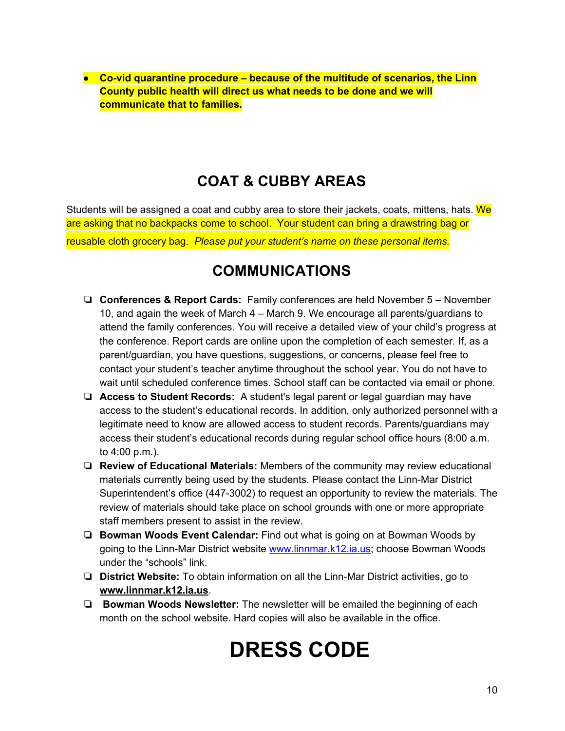- **Co-vid quarantine procedure – because of the multitude of scenarios, the Linn County public health will direct us what needs to be done and we will communicate that to families.**

## COAT & CUBBY AREAS

Students will be assigned a coat and cubby area to store their jackets, coats, mittens, hats. We are asking that no backpacks come to school. Your student can bring a drawstring bag or reusable cloth grocery bag. *Please put your student's name on these personal items.*

## COMMUNICATIONS

- **Conferences & Report Cards:** Family conferences are held November 5 – November 10, and again the week of March 4 – March 9. We encourage all parents/guardians to attend the family conferences. You will receive a detailed view of your child's progress at the conference. Report cards are online upon the completion of each semester. If, as a parent/guardian, you have questions, suggestions, or concerns, please feel free to contact your student's teacher anytime throughout the school year. You do not have to wait until scheduled conference times. School staff can be contacted via email or phone.
- **Access to Student Records:** A student's legal parent or legal guardian may have access to the student's educational records. In addition, only authorized personnel with a legitimate need to know are allowed access to student records. Parents/guardians may access their student's educational records during regular school office hours (8:00 a.m. to 4:00 p.m.).
- **Review of Educational Materials:** Members of the community may review educational materials currently being used by the students. Please contact the Linn-Mar District Superintendent's office (447-3002) to request an opportunity to review the materials. The review of materials should take place on school grounds with one or more appropriate staff members present to assist in the review.
- **Bowman Woods Event Calendar:** Find out what is going on at Bowman Woods by going to the Linn-Mar District website www.linnmar.k12.ia.us; choose Bowman Woods under the "schools" link.
- **District Website:** To obtain information on all the Linn-Mar District activities, go to **www.linnmar.k12.ia.us**.
- **Bowman Woods Newsletter:** The newsletter will be emailed the beginning of each month on the school website. Hard copies will also be available in the office.

# DRESS CODE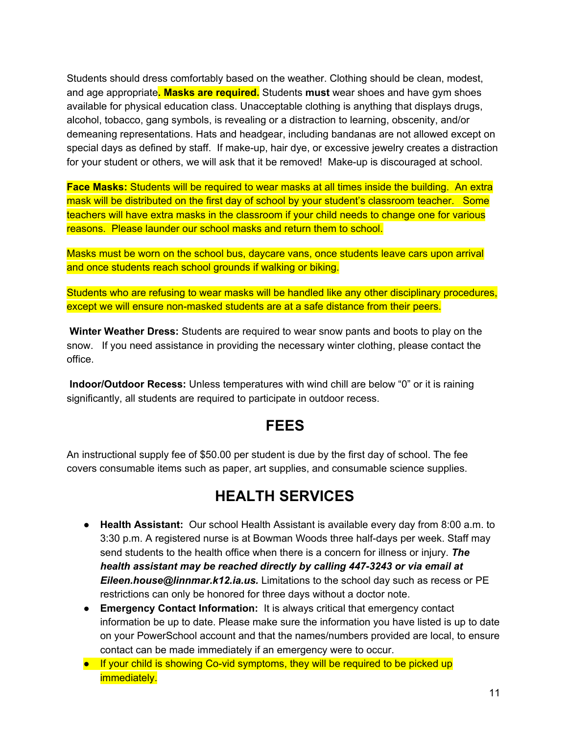Students should dress comfortably based on the weather. Clothing should be clean, modest, and age appropriate**. Masks are required.** Students **must** wear shoes and have gym shoes available for physical education class. Unacceptable clothing is anything that displays drugs, alcohol, tobacco, gang symbols, is revealing or a distraction to learning, obscenity, and/or demeaning representations. Hats and headgear, including bandanas are not allowed except on special days as defined by staff. If make-up, hair dye, or excessive jewelry creates a distraction for your student or others, we will ask that it be removed! Make-up is discouraged at school.

**Face Masks:** Students will be required to wear masks at all times inside the building. An extra mask will be distributed on the first day of school by your student's classroom teacher. Some teachers will have extra masks in the classroom if your child needs to change one for various reasons. Please launder our school masks and return them to school.

Masks must be worn on the school bus, daycare vans, once students leave cars upon arrival and once students reach school grounds if walking or biking.

Students who are refusing to wear masks will be handled like any other disciplinary procedures, except we will ensure non-masked students are at a safe distance from their peers.

**Winter Weather Dress:** Students are required to wear snow pants and boots to play on the snow. If you need assistance in providing the necessary winter clothing, please contact the office.

**Indoor/Outdoor Recess:** Unless temperatures with wind chill are below "0" or it is raining significantly, all students are required to participate in outdoor recess.

## FEES

An instructional supply fee of $50.00 per student is due by the first day of school. The fee covers consumable items such as paper, art supplies, and consumable science supplies.

## HEALTH SERVICES

- **Health Assistant:** Our school Health Assistant is available every day from 8:00 a.m. to 3:30 p.m. A registered nurse is at Bowman Woods three half-days per week. Staff may send students to the health office when there is a concern for illness or injury. ***The health assistant may be reached directly by calling 447-3243 or via email at Eileen.house@linnmar.k12.ia.us.*** Limitations to the school day such as recess or PE restrictions can only be honored for three days without a doctor note.
- **Emergency Contact Information:** It is always critical that emergency contact information be up to date. Please make sure the information you have listed is up to date on your PowerSchool account and that the names/numbers provided are local, to ensure contact can be made immediately if an emergency were to occur.
- If your child is showing Co-vid symptoms, they will be required to be picked up immediately.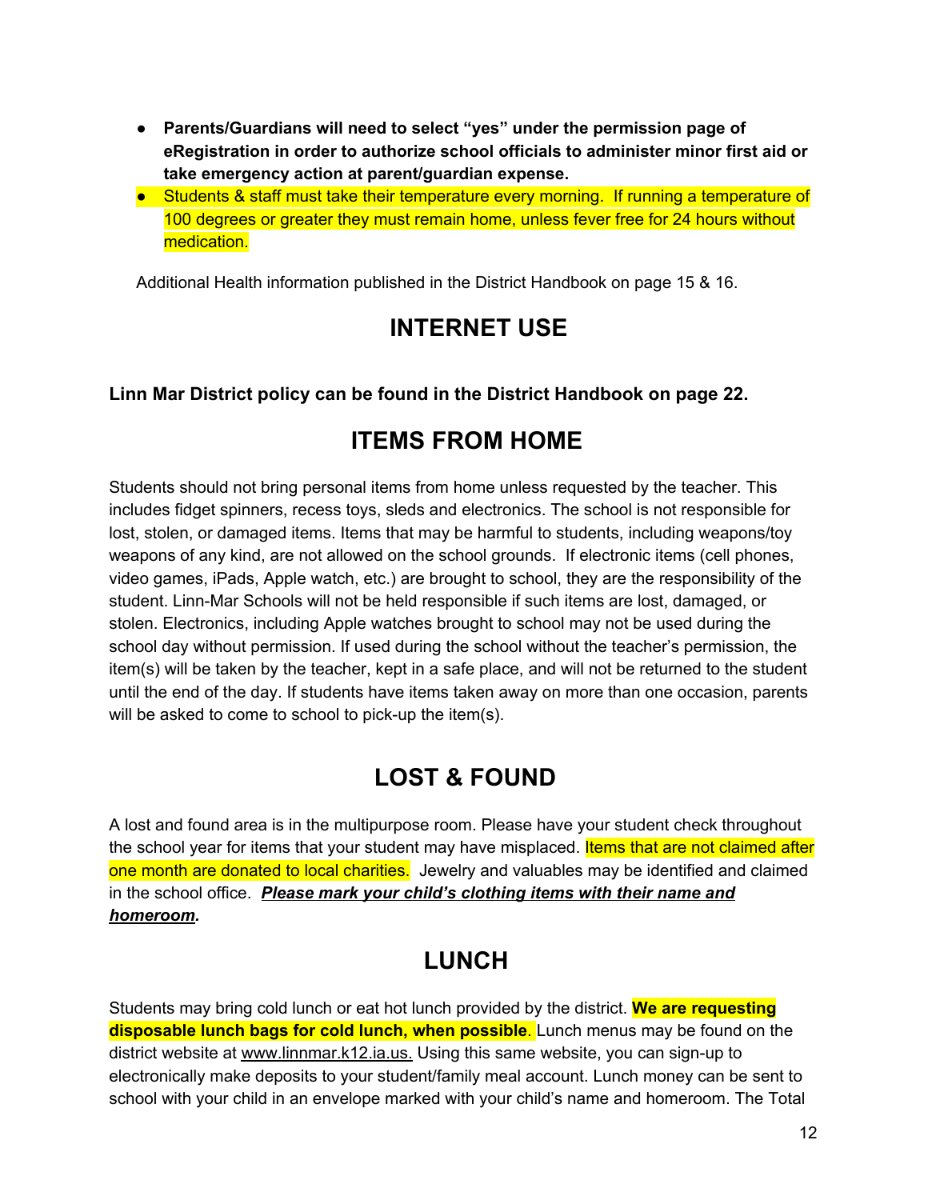- **Parents/Guardians will need to select "yes" under the permission page of eRegistration in order to authorize school officials to administer minor first aid or take emergency action at parent/guardian expense.**
- Students & staff must take their temperature every morning. If running a temperature of 100 degrees or greater they must remain home, unless fever free for 24 hours without medication.

Additional Health information published in the District Handbook on page 15 & 16.

## INTERNET USE

**Linn Mar District policy can be found in the District Handbook on page 22.**

## ITEMS FROM HOME

Students should not bring personal items from home unless requested by the teacher. This includes fidget spinners, recess toys, sleds and electronics. The school is not responsible for lost, stolen, or damaged items. Items that may be harmful to students, including weapons/toy weapons of any kind, are not allowed on the school grounds. If electronic items (cell phones, video games, iPads, Apple watch, etc.) are brought to school, they are the responsibility of the student. Linn-Mar Schools will not be held responsible if such items are lost, damaged, or stolen. Electronics, including Apple watches brought to school may not be used during the school day without permission. If used during the school without the teacher's permission, the item(s) will be taken by the teacher, kept in a safe place, and will not be returned to the student until the end of the day. If students have items taken away on more than one occasion, parents will be asked to come to school to pick-up the item(s).

## LOST & FOUND

A lost and found area is in the multipurpose room. Please have your student check throughout the school year for items that your student may have misplaced. Items that are not claimed after one month are donated to local charities. Jewelry and valuables may be identified and claimed in the school office. ***Please mark your child's clothing items with their name and homeroom.***

## LUNCH

Students may bring cold lunch or eat hot lunch provided by the district. **We are requesting disposable lunch bags for cold lunch, when possible**. Lunch menus may be found on the district website at www.linnmar.k12.ia.us. Using this same website, you can sign-up to electronically make deposits to your student/family meal account. Lunch money can be sent to school with your child in an envelope marked with your child's name and homeroom. The Total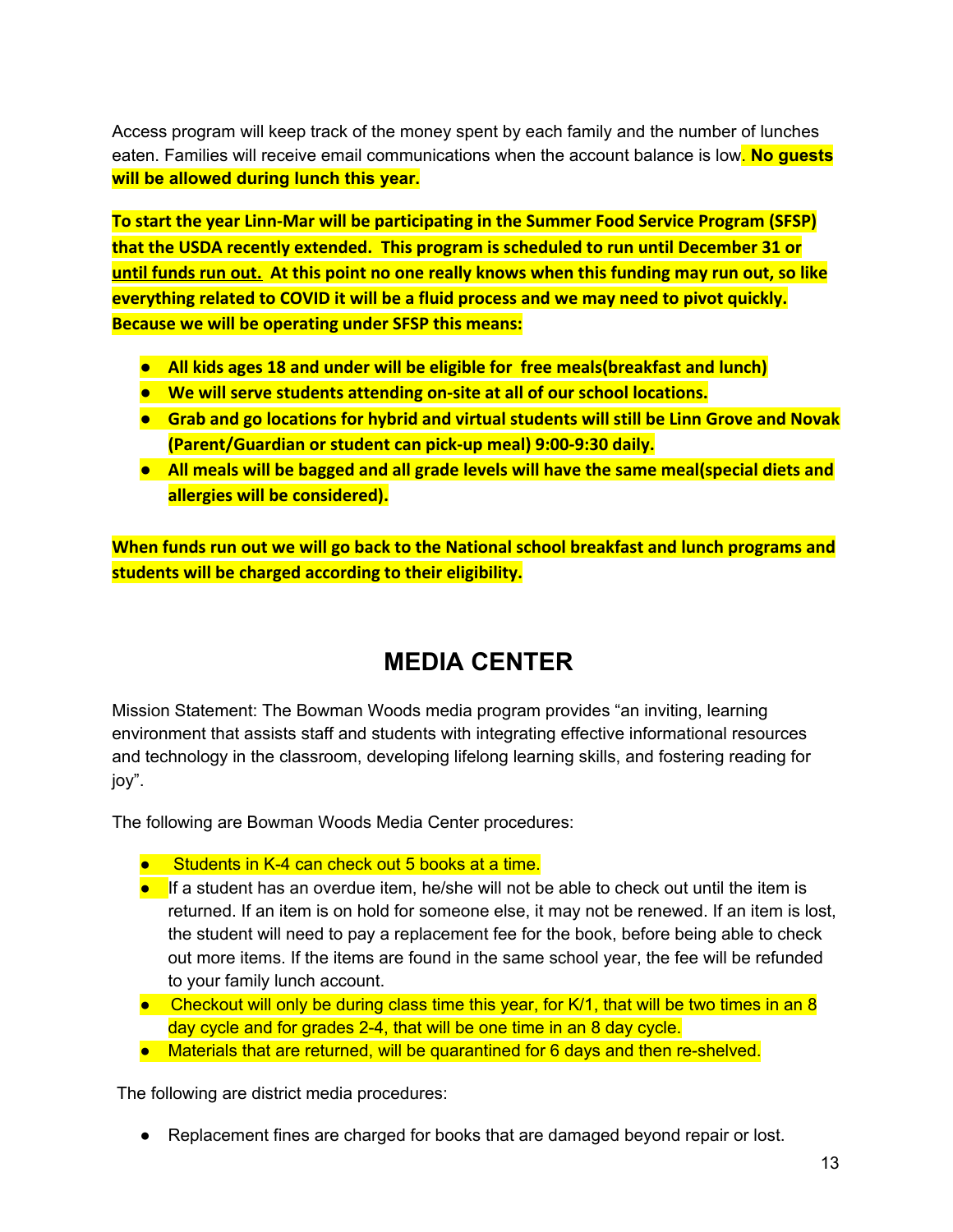Access program will keep track of the money spent by each family and the number of lunches eaten. Families will receive email communications when the account balance is low. **No guests will be allowed during lunch this year.**

**To start the year Linn-Mar will be participating in the Summer Food Service Program (SFSP) that the USDA recently extended. This program is scheduled to run until December 31 or until funds run out. At this point no one really knows when this funding may run out, so like everything related to COVID it will be a fluid process and we may need to pivot quickly. Because we will be operating under SFSP this means:**

- **All kids ages 18 and under will be eligible for free meals(breakfast and lunch)**
- **We will serve students attending on-site at all of our school locations.**
- **Grab and go locations for hybrid and virtual students will still be Linn Grove and Novak (Parent/Guardian or student can pick-up meal) 9:00-9:30 daily.**
- **All meals will be bagged and all grade levels will have the same meal(special diets and allergies will be considered).**

**When funds run out we will go back to the National school breakfast and lunch programs and students will be charged according to their eligibility.**

# MEDIA CENTER

Mission Statement: The Bowman Woods media program provides "an inviting, learning environment that assists staff and students with integrating effective informational resources and technology in the classroom, developing lifelong learning skills, and fostering reading for joy".

The following are Bowman Woods Media Center procedures:

- Students in K-4 can check out 5 books at a time.
- If a student has an overdue item, he/she will not be able to check out until the item is returned. If an item is on hold for someone else, it may not be renewed. If an item is lost, the student will need to pay a replacement fee for the book, before being able to check out more items. If the items are found in the same school year, the fee will be refunded to your family lunch account.
- Checkout will only be during class time this year, for K/1, that will be two times in an 8 day cycle and for grades 2-4, that will be one time in an 8 day cycle.
- Materials that are returned, will be quarantined for 6 days and then re-shelved.

The following are district media procedures:

- Replacement fines are charged for books that are damaged beyond repair or lost.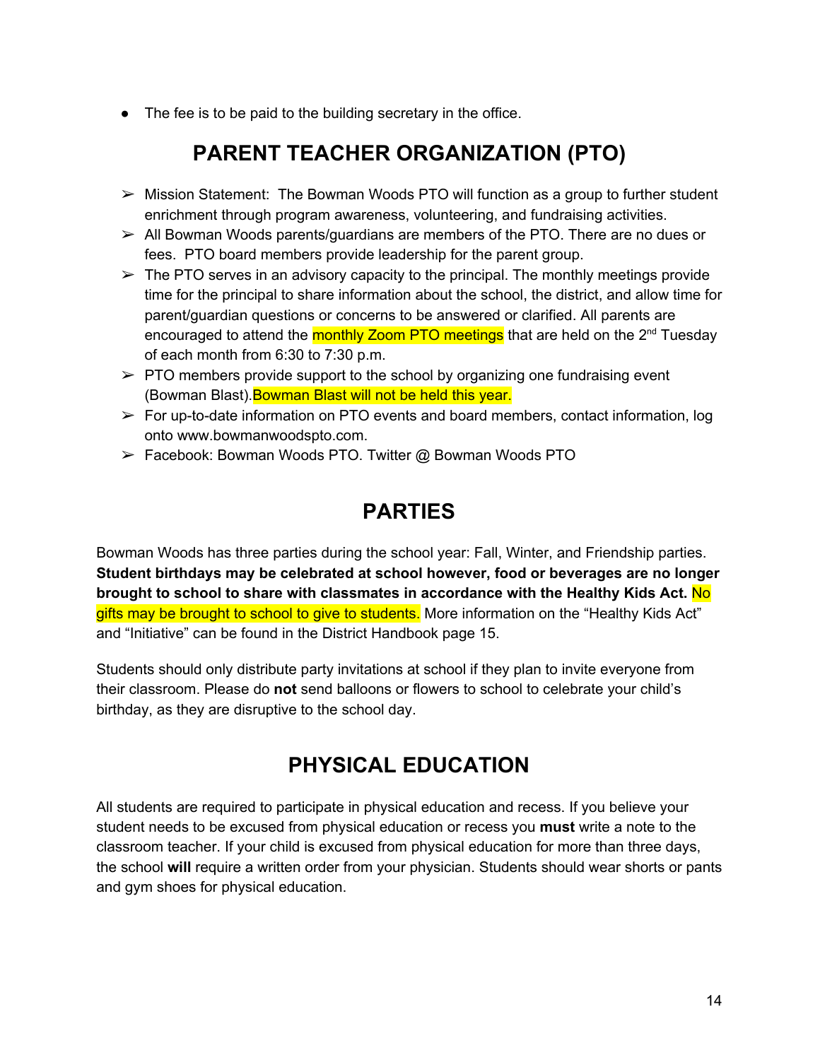- The fee is to be paid to the building secretary in the office.

# PARENT TEACHER ORGANIZATION (PTO)

- Mission Statement: The Bowman Woods PTO will function as a group to further student enrichment through program awareness, volunteering, and fundraising activities.
- All Bowman Woods parents/guardians are members of the PTO. There are no dues or fees. PTO board members provide leadership for the parent group.
- The PTO serves in an advisory capacity to the principal. The monthly meetings provide time for the principal to share information about the school, the district, and allow time for parent/guardian questions or concerns to be answered or clarified. All parents are encouraged to attend the monthly Zoom PTO meetings that are held on the 2nd Tuesday of each month from 6:30 to 7:30 p.m.
- PTO members provide support to the school by organizing one fundraising event (Bowman Blast). Bowman Blast will not be held this year.
- For up-to-date information on PTO events and board members, contact information, log onto www.bowmanwoodspto.com.
- Facebook: Bowman Woods PTO. Twitter @ Bowman Woods PTO

# PARTIES

Bowman Woods has three parties during the school year: Fall, Winter, and Friendship parties. **Student birthdays may be celebrated at school however, food or beverages are no longer brought to school to share with classmates in accordance with the Healthy Kids Act.** No gifts may be brought to school to give to students. More information on the "Healthy Kids Act" and "Initiative" can be found in the District Handbook page 15.

Students should only distribute party invitations at school if they plan to invite everyone from their classroom. Please do **not** send balloons or flowers to school to celebrate your child's birthday, as they are disruptive to the school day.

# PHYSICAL EDUCATION

All students are required to participate in physical education and recess. If you believe your student needs to be excused from physical education or recess you **must** write a note to the classroom teacher. If your child is excused from physical education for more than three days, the school **will** require a written order from your physician. Students should wear shorts or pants and gym shoes for physical education.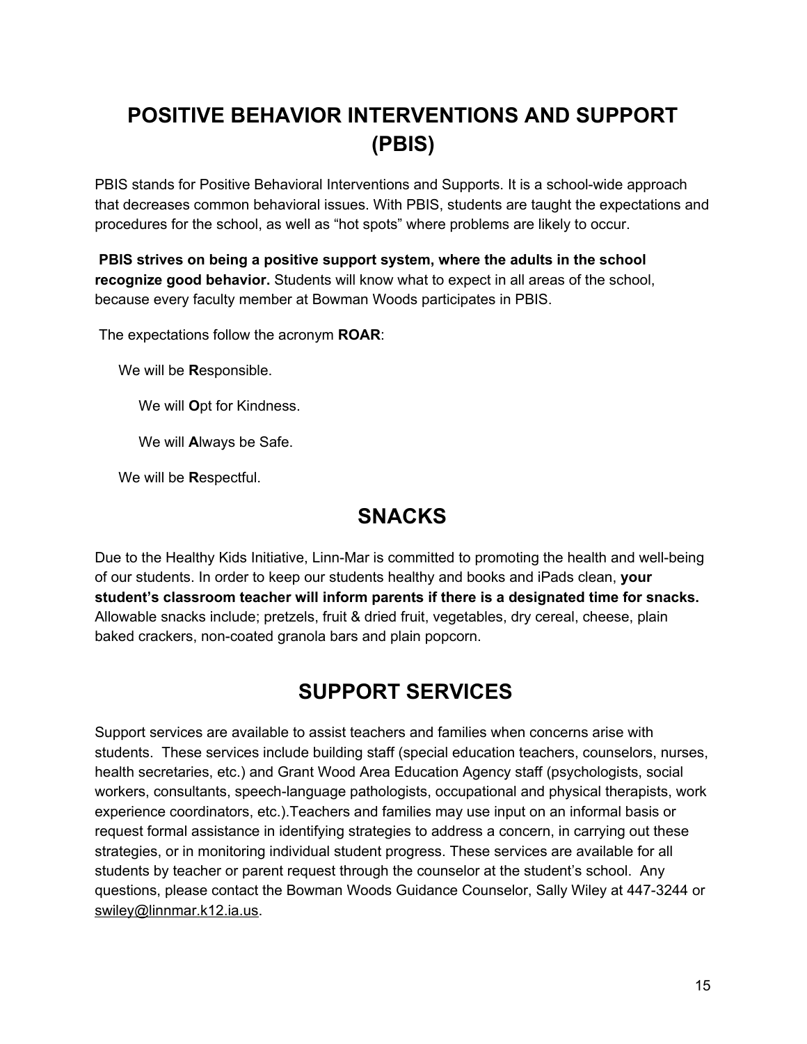# POSITIVE BEHAVIOR INTERVENTIONS AND SUPPORT (PBIS)

PBIS stands for Positive Behavioral Interventions and Supports. It is a school-wide approach that decreases common behavioral issues. With PBIS, students are taught the expectations and procedures for the school, as well as "hot spots" where problems are likely to occur.

**PBIS strives on being a positive support system, where the adults in the school recognize good behavior.** Students will know what to expect in all areas of the school, because every faculty member at Bowman Woods participates in PBIS.

The expectations follow the acronym **ROAR**:

We will be **R**esponsible.

We will **O**pt for Kindness.

We will **A**lways be Safe.

We will be **R**espectful.

# SNACKS

Due to the Healthy Kids Initiative, Linn-Mar is committed to promoting the health and well-being of our students. In order to keep our students healthy and books and iPads clean, **your student's classroom teacher will inform parents if there is a designated time for snacks.** Allowable snacks include; pretzels, fruit & dried fruit, vegetables, dry cereal, cheese, plain baked crackers, non-coated granola bars and plain popcorn.

# SUPPORT SERVICES

Support services are available to assist teachers and families when concerns arise with students. These services include building staff (special education teachers, counselors, nurses, health secretaries, etc.) and Grant Wood Area Education Agency staff (psychologists, social workers, consultants, speech-language pathologists, occupational and physical therapists, work experience coordinators, etc.).Teachers and families may use input on an informal basis or request formal assistance in identifying strategies to address a concern, in carrying out these strategies, or in monitoring individual student progress. These services are available for all students by teacher or parent request through the counselor at the student's school. Any questions, please contact the Bowman Woods Guidance Counselor, Sally Wiley at 447-3244 or swiley@linnmar.k12.ia.us.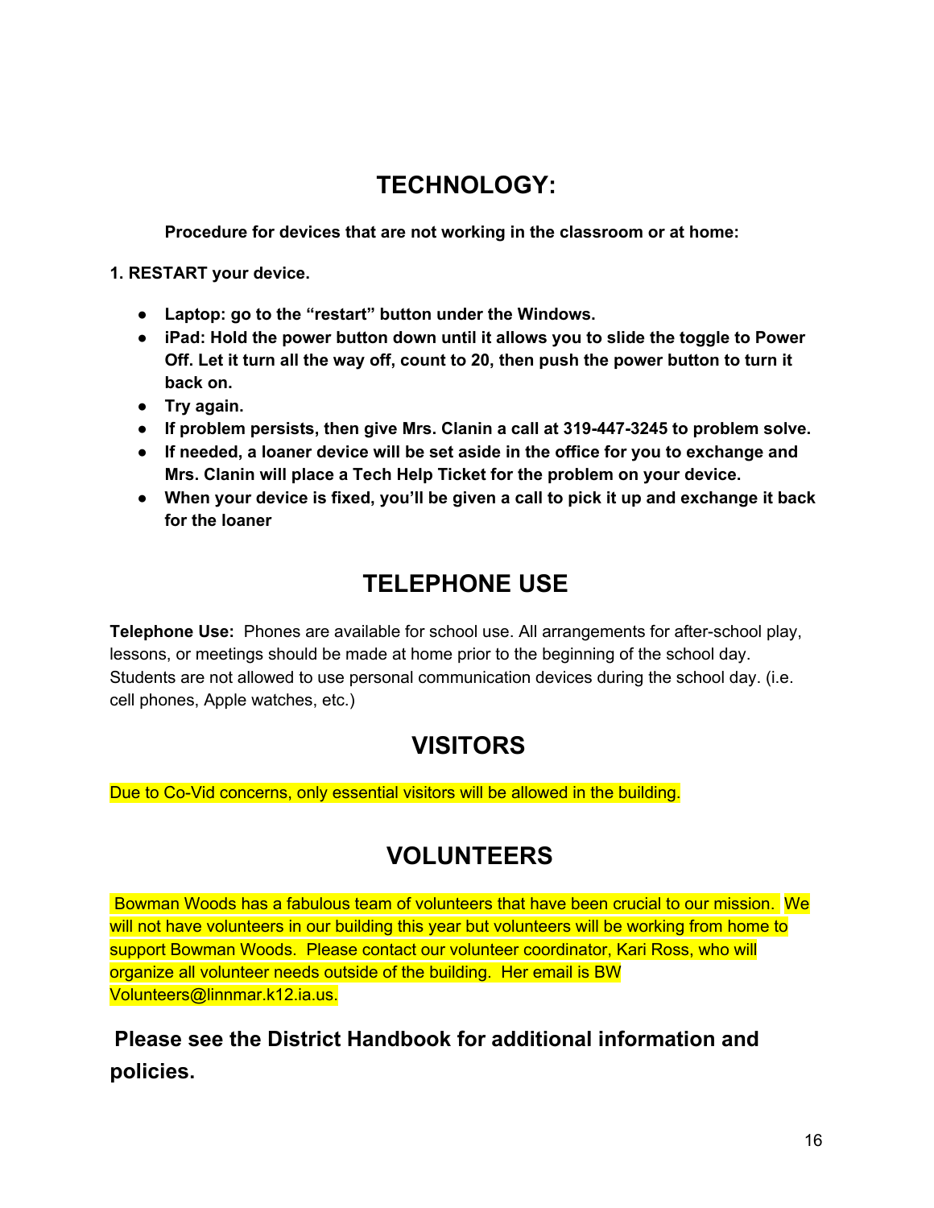# TECHNOLOGY:

**Procedure for devices that are not working in the classroom or at home:**

**1. RESTART your device.**

- **Laptop: go to the "restart" button under the Windows.**
- **iPad: Hold the power button down until it allows you to slide the toggle to Power Off. Let it turn all the way off, count to 20, then push the power button to turn it back on.**
- **Try again.**
- **If problem persists, then give Mrs. Clanin a call at 319-447-3245 to problem solve.**
- **If needed, a loaner device will be set aside in the office for you to exchange and Mrs. Clanin will place a Tech Help Ticket for the problem on your device.**
- **When your device is fixed, you'll be given a call to pick it up and exchange it back for the loaner**

# TELEPHONE USE

**Telephone Use:** Phones are available for school use. All arrangements for after-school play, lessons, or meetings should be made at home prior to the beginning of the school day. Students are not allowed to use personal communication devices during the school day. (i.e. cell phones, Apple watches, etc.)

# VISITORS

Due to Co-Vid concerns, only essential visitors will be allowed in the building.

# VOLUNTEERS

Bowman Woods has a fabulous team of volunteers that have been crucial to our mission. We will not have volunteers in our building this year but volunteers will be working from home to support Bowman Woods. Please contact our volunteer coordinator, Kari Ross, who will organize all volunteer needs outside of the building. Her email is BW Volunteers@linnmar.k12.ia.us.

## Please see the District Handbook for additional information and policies.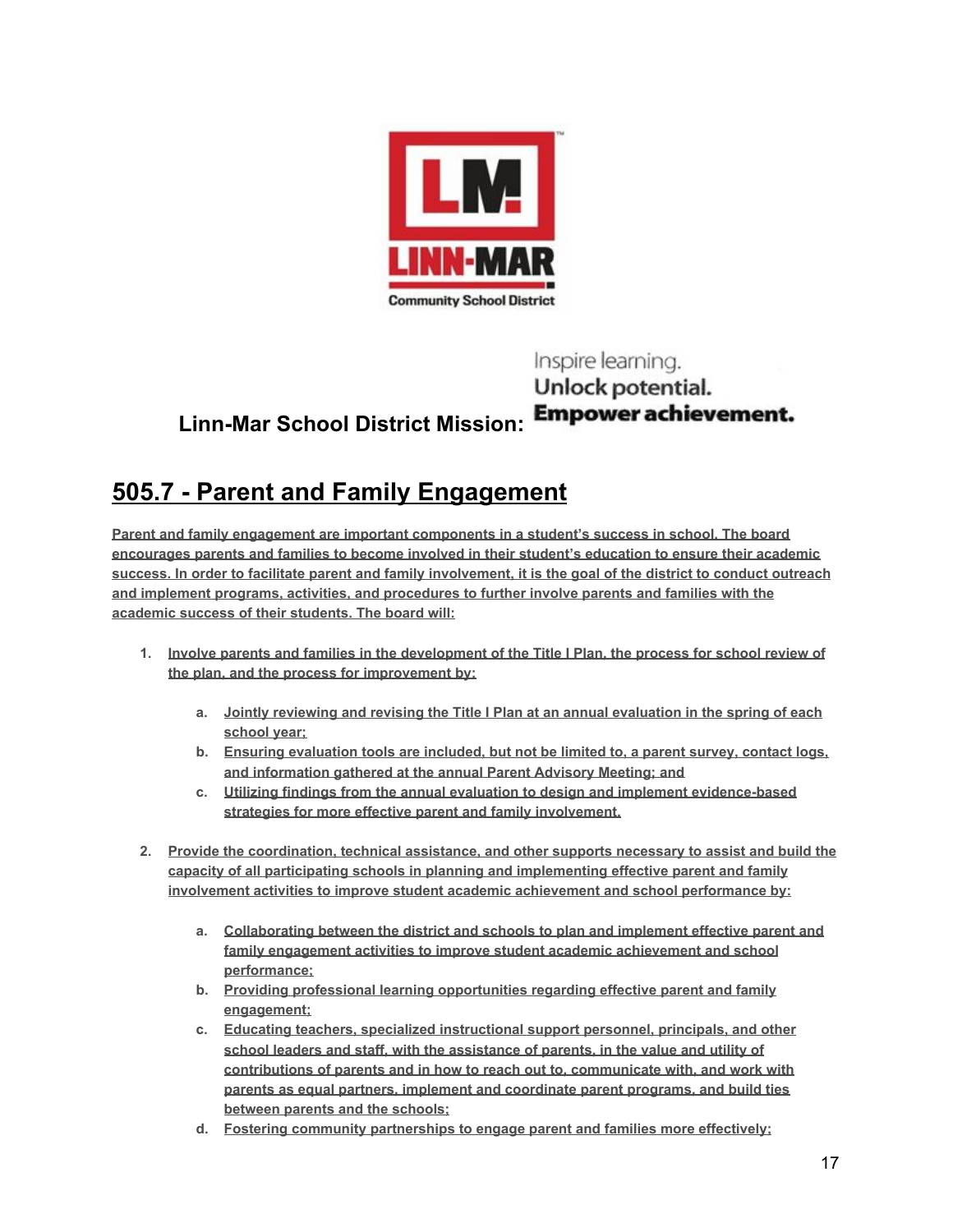Linn-Mar Community School District

**Linn-Mar School District Mission:** Inspire learning. **Unlock potential. Empower achievement.**

# 505.7 - Parent and Family Engagement

**Parent and family engagement are important components in a student's success in school. The board encourages parents and families to become involved in their student's education to ensure their academic success. In order to facilitate parent and family involvement, it is the goal of the district to conduct outreach and implement programs, activities, and procedures to further involve parents and families with the academic success of their students. The board will:**

1. **Involve parents and families in the development of the Title I Plan, the process for school review of the plan, and the process for improvement by:**
    a. **Jointly reviewing and revising the Title I Plan at an annual evaluation in the spring of each school year;**
    b. **Ensuring evaluation tools are included, but not be limited to, a parent survey, contact logs, and information gathered at the annual Parent Advisory Meeting; and**
    c. **Utilizing findings from the annual evaluation to design and implement evidence-based strategies for more effective parent and family involvement.**

2. **Provide the coordination, technical assistance, and other supports necessary to assist and build the capacity of all participating schools in planning and implementing effective parent and family involvement activities to improve student academic achievement and school performance by:**
    a. **Collaborating between the district and schools to plan and implement effective parent and family engagement activities to improve student academic achievement and school performance;**
    b. **Providing professional learning opportunities regarding effective parent and family engagement;**
    c. **Educating teachers, specialized instructional support personnel, principals, and other school leaders and staff, with the assistance of parents, in the value and utility of contributions of parents and in how to reach out to, communicate with, and work with parents as equal partners, implement and coordinate parent programs, and build ties between parents and the schools;**
    d. **Fostering community partnerships to engage parent and families more effectively;**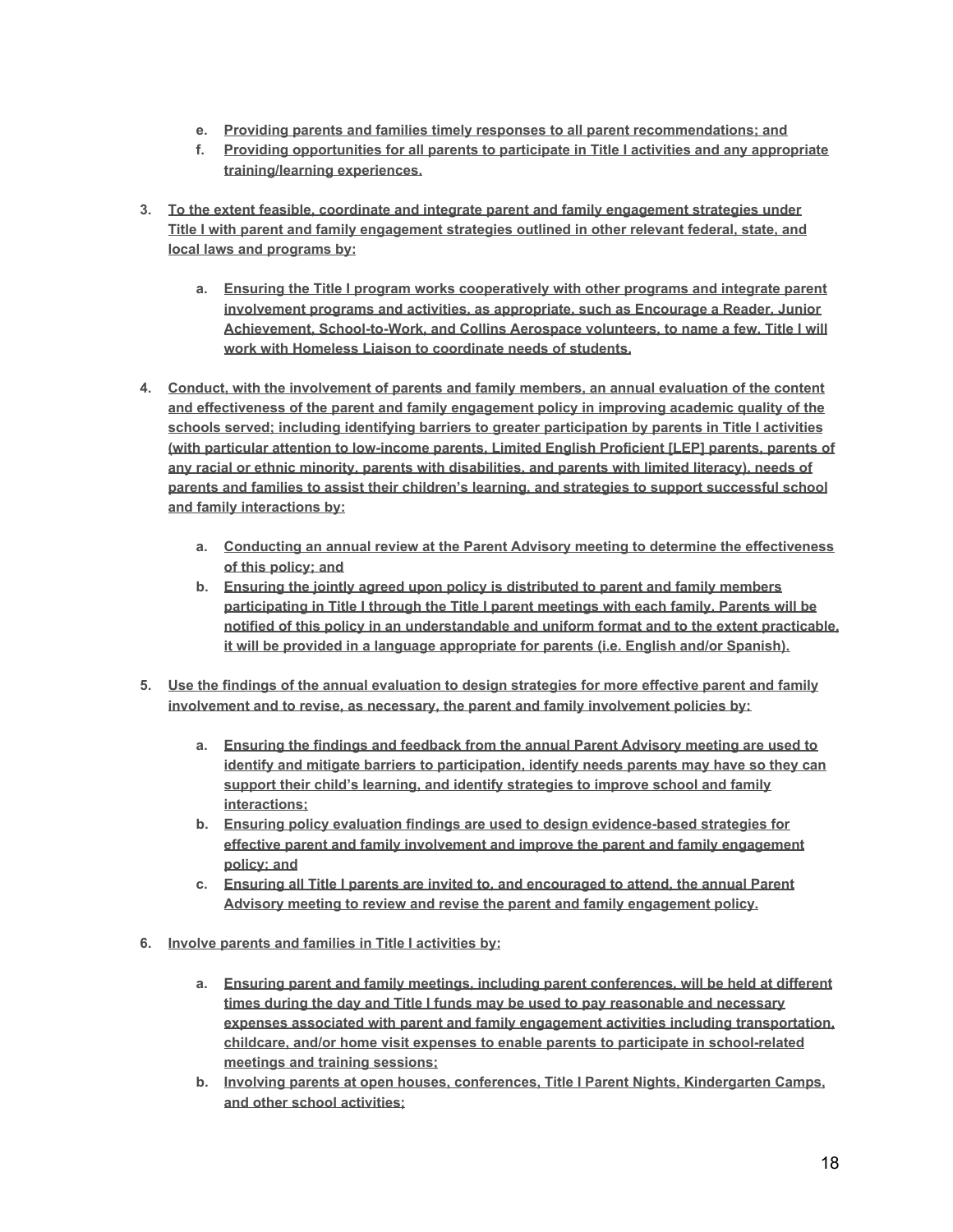e. **Providing parents and families timely responses to all parent recommendations; and**
f. **Providing opportunities for all parents to participate in Title I activities and any appropriate training/learning experiences.**

3. **To the extent feasible, coordinate and integrate parent and family engagement strategies under Title I with parent and family engagement strategies outlined in other relevant federal, state, and local laws and programs by:**

    a. **Ensuring the Title I program works cooperatively with other programs and integrate parent involvement programs and activities, as appropriate, such as Encourage a Reader, Junior Achievement, School-to-Work, and Collins Aerospace volunteers, to name a few. Title I will work with Homeless Liaison to coordinate needs of students.**

4. **Conduct, with the involvement of parents and family members, an annual evaluation of the content and effectiveness of the parent and family engagement policy in improving academic quality of the schools served; including identifying barriers to greater participation by parents in Title I activities (with particular attention to low-income parents, Limited English Proficient [LEP] parents, parents of any racial or ethnic minority, parents with disabilities, and parents with limited literacy), needs of parents and families to assist their children's learning, and strategies to support successful school and family interactions by:**

    a. **Conducting an annual review at the Parent Advisory meeting to determine the effectiveness of this policy; and**
    b. **Ensuring the jointly agreed upon policy is distributed to parent and family members participating in Title I through the Title I parent meetings with each family. Parents will be notified of this policy in an understandable and uniform format and to the extent practicable, it will be provided in a language appropriate for parents (i.e. English and/or Spanish).**

5. **Use the findings of the annual evaluation to design strategies for more effective parent and family involvement and to revise, as necessary, the parent and family involvement policies by:**

    a. **Ensuring the findings and feedback from the annual Parent Advisory meeting are used to identify and mitigate barriers to participation, identify needs parents may have so they can support their child's learning, and identify strategies to improve school and family interactions;**
    b. **Ensuring policy evaluation findings are used to design evidence-based strategies for effective parent and family involvement and improve the parent and family engagement policy; and**
    c. **Ensuring all Title I parents are invited to, and encouraged to attend, the annual Parent Advisory meeting to review and revise the parent and family engagement policy.**

6. **Involve parents and families in Title I activities by:**

    a. **Ensuring parent and family meetings, including parent conferences, will be held at different times during the day and Title I funds may be used to pay reasonable and necessary expenses associated with parent and family engagement activities including transportation, childcare, and/or home visit expenses to enable parents to participate in school-related meetings and training sessions;**
    b. **Involving parents at open houses, conferences, Title I Parent Nights, Kindergarten Camps, and other school activities;**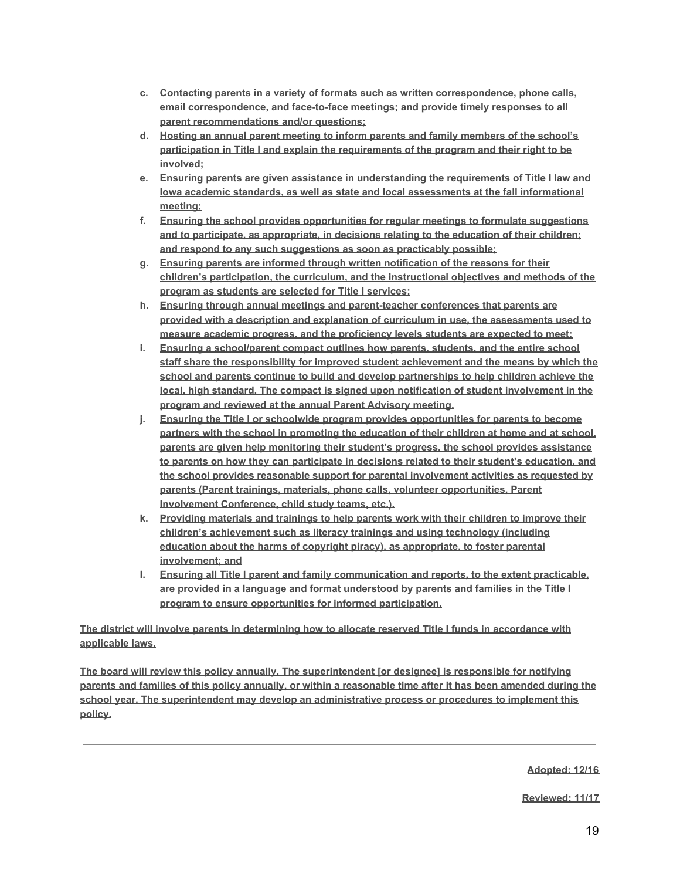c. **Contacting parents in a variety of formats such as written correspondence, phone calls, email correspondence, and face-to-face meetings; and provide timely responses to all parent recommendations and/or questions;**
d. **Hosting an annual parent meeting to inform parents and family members of the school's participation in Title I and explain the requirements of the program and their right to be involved;**
e. **Ensuring parents are given assistance in understanding the requirements of Title I law and Iowa academic standards, as well as state and local assessments at the fall informational meeting;**
f. **Ensuring the school provides opportunities for regular meetings to formulate suggestions and to participate, as appropriate, in decisions relating to the education of their children; and respond to any such suggestions as soon as practicably possible;**
g. **Ensuring parents are informed through written notification of the reasons for their children's participation, the curriculum, and the instructional objectives and methods of the program as students are selected for Title I services;**
h. **Ensuring through annual meetings and parent-teacher conferences that parents are provided with a description and explanation of curriculum in use, the assessments used to measure academic progress, and the proficiency levels students are expected to meet;**
i. **Ensuring a school/parent compact outlines how parents, students, and the entire school staff share the responsibility for improved student achievement and the means by which the school and parents continue to build and develop partnerships to help children achieve the local, high standard. The compact is signed upon notification of student involvement in the program and reviewed at the annual Parent Advisory meeting.**
j. **Ensuring the Title I or schoolwide program provides opportunities for parents to become partners with the school in promoting the education of their children at home and at school, parents are given help monitoring their student's progress, the school provides assistance to parents on how they can participate in decisions related to their student's education, and the school provides reasonable support for parental involvement activities as requested by parents (Parent trainings, materials, phone calls, volunteer opportunities, Parent Involvement Conference, child study teams, etc.).**
k. **Providing materials and trainings to help parents work with their children to improve their children's achievement such as literacy trainings and using technology (including education about the harms of copyright piracy), as appropriate, to foster parental involvement; and**
l. **Ensuring all Title I parent and family communication and reports, to the extent practicable, are provided in a language and format understood by parents and families in the Title I program to ensure opportunities for informed participation.**

**The district will involve parents in determining how to allocate reserved Title I funds in accordance with applicable laws.**

**The board will review this policy annually. The superintendent [or designee] is responsible for notifying parents and families of this policy annually, or within a reasonable time after it has been amended during the school year. The superintendent may develop an administrative process or procedures to implement this policy.**

---

**Adopted: 12/16**

**Reviewed: 11/17**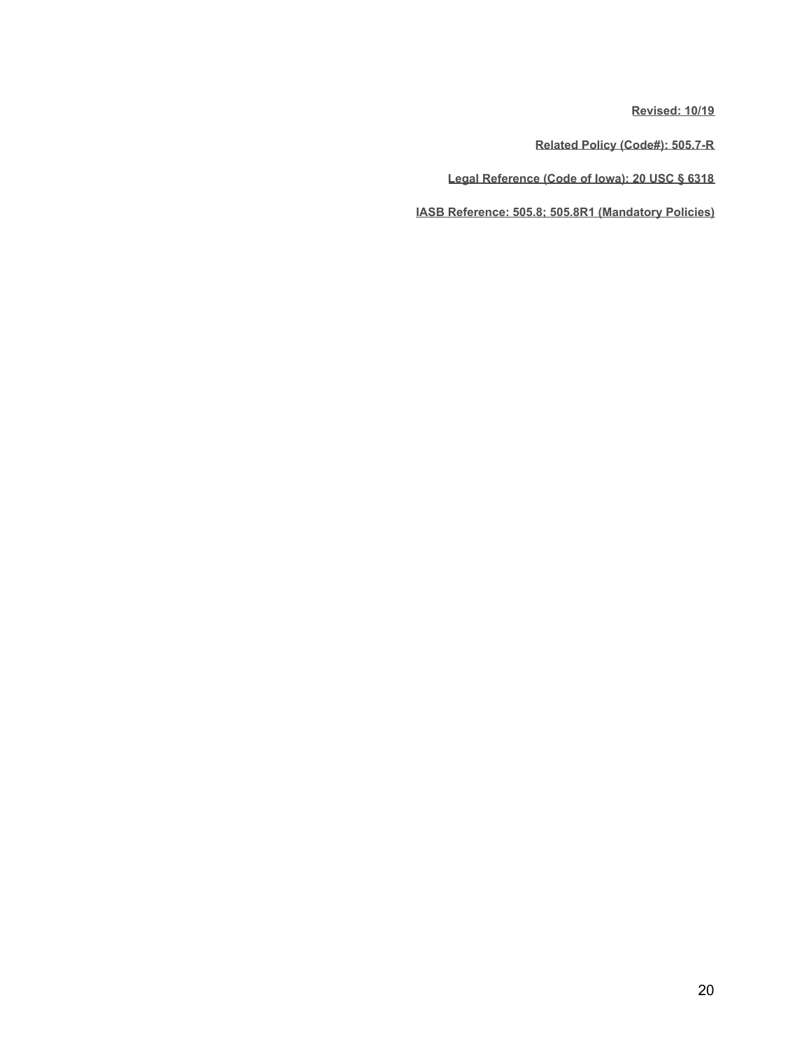**Revised: 10/19**

**Related Policy (Code#): 505.7-R**

**Legal Reference (Code of Iowa): 20 USC § 6318**

**IASB Reference: 505.8; 505.8R1 (Mandatory Policies)**